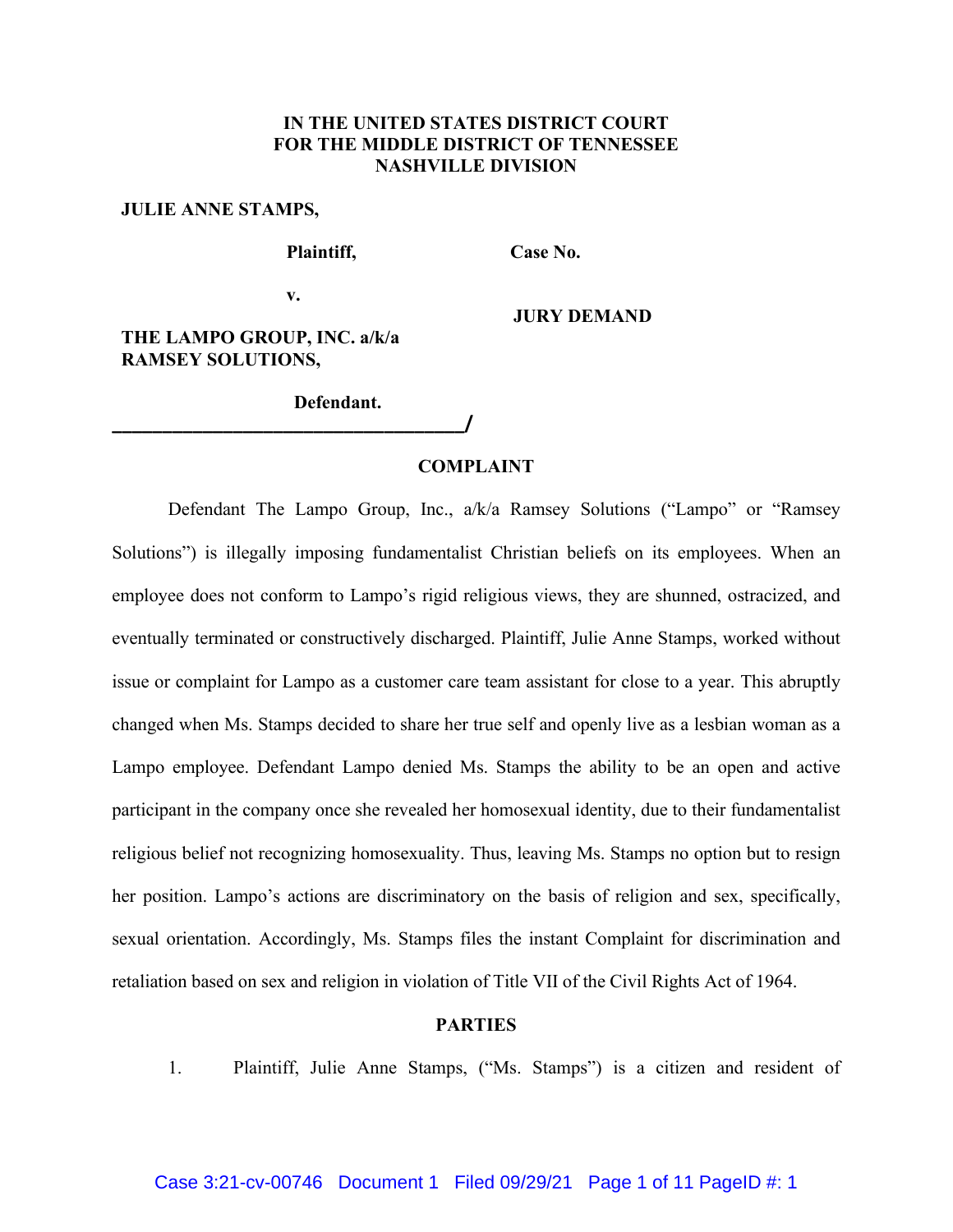**IN THE UNITED STATES DISTRICT COURT**
**FOR THE MIDDLE DISTRICT OF TENNESSEE**
**NASHVILLE DIVISION**

**JULIE ANNE STAMPS,**

**Plaintiff,** **Case No.**

**v.**

**JURY DEMAND**

**THE LAMPO GROUP, INC. a/k/a RAMSEY SOLUTIONS,**

**Defendant.**

**_____________________________________/**

## COMPLAINT

Defendant The Lampo Group, Inc., a/k/a Ramsey Solutions ("Lampo" or "Ramsey Solutions") is illegally imposing fundamentalist Christian beliefs on its employees. When an employee does not conform to Lampo's rigid religious views, they are shunned, ostracized, and eventually terminated or constructively discharged. Plaintiff, Julie Anne Stamps, worked without issue or complaint for Lampo as a customer care team assistant for close to a year. This abruptly changed when Ms. Stamps decided to share her true self and openly live as a lesbian woman as a Lampo employee. Defendant Lampo denied Ms. Stamps the ability to be an open and active participant in the company once she revealed her homosexual identity, due to their fundamentalist religious belief not recognizing homosexuality. Thus, leaving Ms. Stamps no option but to resign her position. Lampo's actions are discriminatory on the basis of religion and sex, specifically, sexual orientation. Accordingly, Ms. Stamps files the instant Complaint for discrimination and retaliation based on sex and religion in violation of Title VII of the Civil Rights Act of 1964.

## PARTIES

1. Plaintiff, Julie Anne Stamps, ("Ms. Stamps") is a citizen and resident of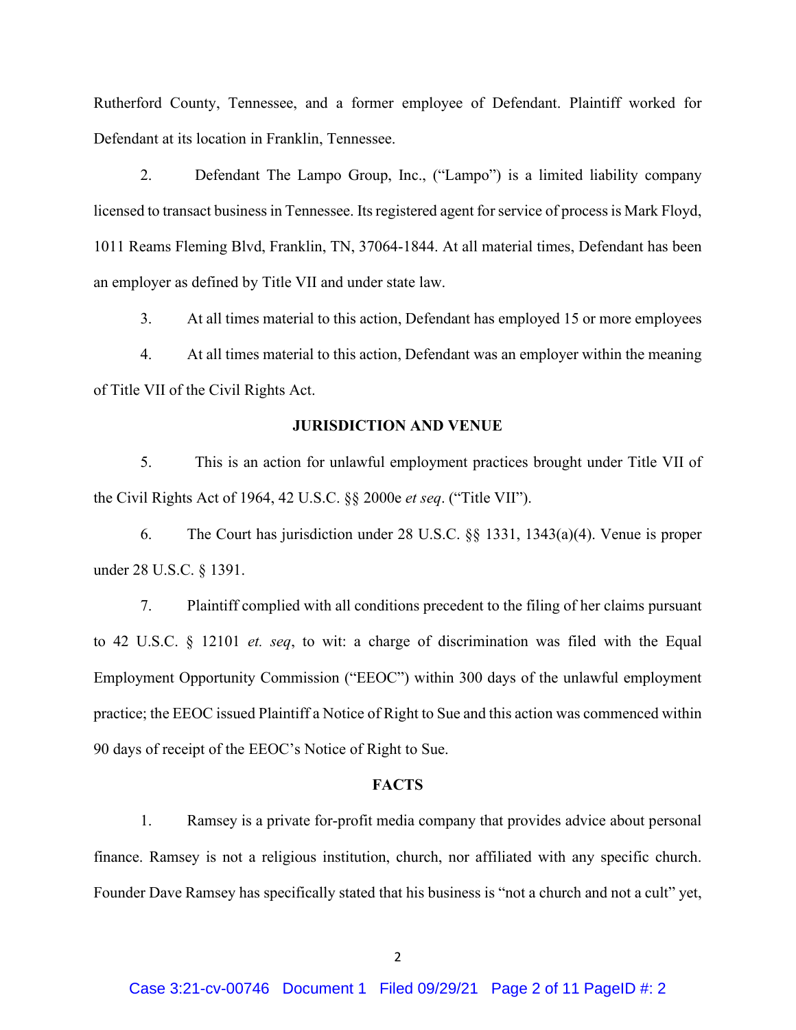Rutherford County, Tennessee, and a former employee of Defendant. Plaintiff worked for Defendant at its location in Franklin, Tennessee.

2. Defendant The Lampo Group, Inc., ("Lampo") is a limited liability company licensed to transact business in Tennessee. Its registered agent for service of process is Mark Floyd, 1011 Reams Fleming Blvd, Franklin, TN, 37064-1844. At all material times, Defendant has been an employer as defined by Title VII and under state law.

3. At all times material to this action, Defendant has employed 15 or more employees

4. At all times material to this action, Defendant was an employer within the meaning of Title VII of the Civil Rights Act.

**JURISDICTION AND VENUE**

5. This is an action for unlawful employment practices brought under Title VII of the Civil Rights Act of 1964, 42 U.S.C. §§ 2000e *et seq*. ("Title VII").

6. The Court has jurisdiction under 28 U.S.C. §§ 1331, 1343(a)(4). Venue is proper under 28 U.S.C. § 1391.

7. Plaintiff complied with all conditions precedent to the filing of her claims pursuant to 42 U.S.C. § 12101 *et. seq*, to wit: a charge of discrimination was filed with the Equal Employment Opportunity Commission ("EEOC") within 300 days of the unlawful employment practice; the EEOC issued Plaintiff a Notice of Right to Sue and this action was commenced within 90 days of receipt of the EEOC's Notice of Right to Sue.

**FACTS**

1. Ramsey is a private for-profit media company that provides advice about personal finance. Ramsey is not a religious institution, church, nor affiliated with any specific church. Founder Dave Ramsey has specifically stated that his business is "not a church and not a cult" yet,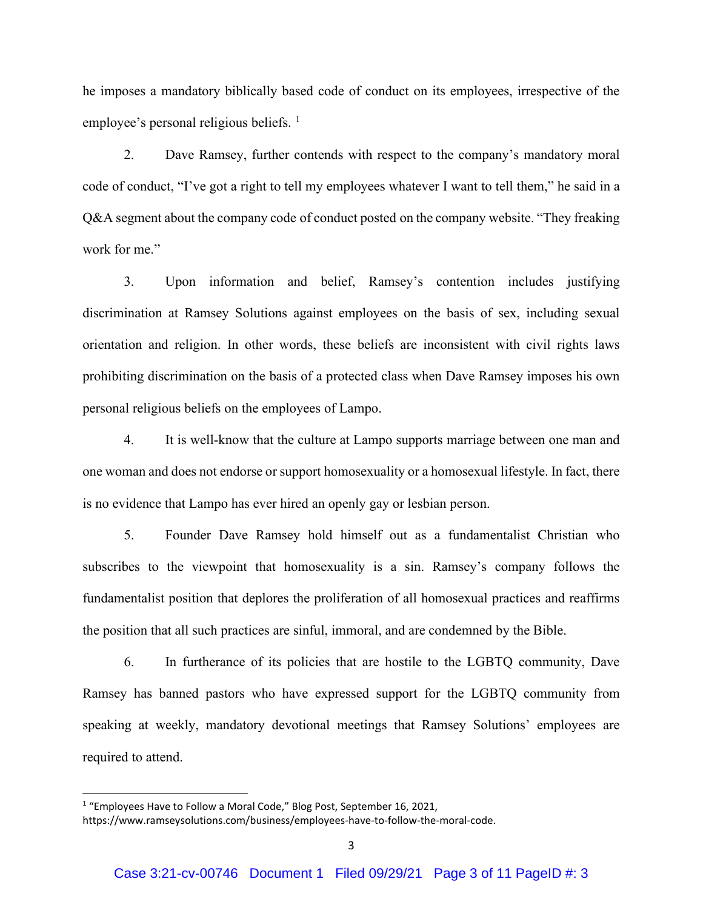he imposes a mandatory biblically based code of conduct on its employees, irrespective of the employee's personal religious beliefs. [1]

2. Dave Ramsey, further contends with respect to the company's mandatory moral code of conduct, "I've got a right to tell my employees whatever I want to tell them," he said in a Q&A segment about the company code of conduct posted on the company website. "They freaking work for me."

3. Upon information and belief, Ramsey's contention includes justifying discrimination at Ramsey Solutions against employees on the basis of sex, including sexual orientation and religion. In other words, these beliefs are inconsistent with civil rights laws prohibiting discrimination on the basis of a protected class when Dave Ramsey imposes his own personal religious beliefs on the employees of Lampo.

4. It is well-know that the culture at Lampo supports marriage between one man and one woman and does not endorse or support homosexuality or a homosexual lifestyle. In fact, there is no evidence that Lampo has ever hired an openly gay or lesbian person.

5. Founder Dave Ramsey hold himself out as a fundamentalist Christian who subscribes to the viewpoint that homosexuality is a sin. Ramsey's company follows the fundamentalist position that deplores the proliferation of all homosexual practices and reaffirms the position that all such practices are sinful, immoral, and are condemned by the Bible.

6. In furtherance of its policies that are hostile to the LGBTQ community, Dave Ramsey has banned pastors who have expressed support for the LGBTQ community from speaking at weekly, mandatory devotional meetings that Ramsey Solutions' employees are required to attend.

---

[1] "Employees Have to Follow a Moral Code," Blog Post, September 16, 2021, https://www.ramseysolutions.com/business/employees-have-to-follow-the-moral-code.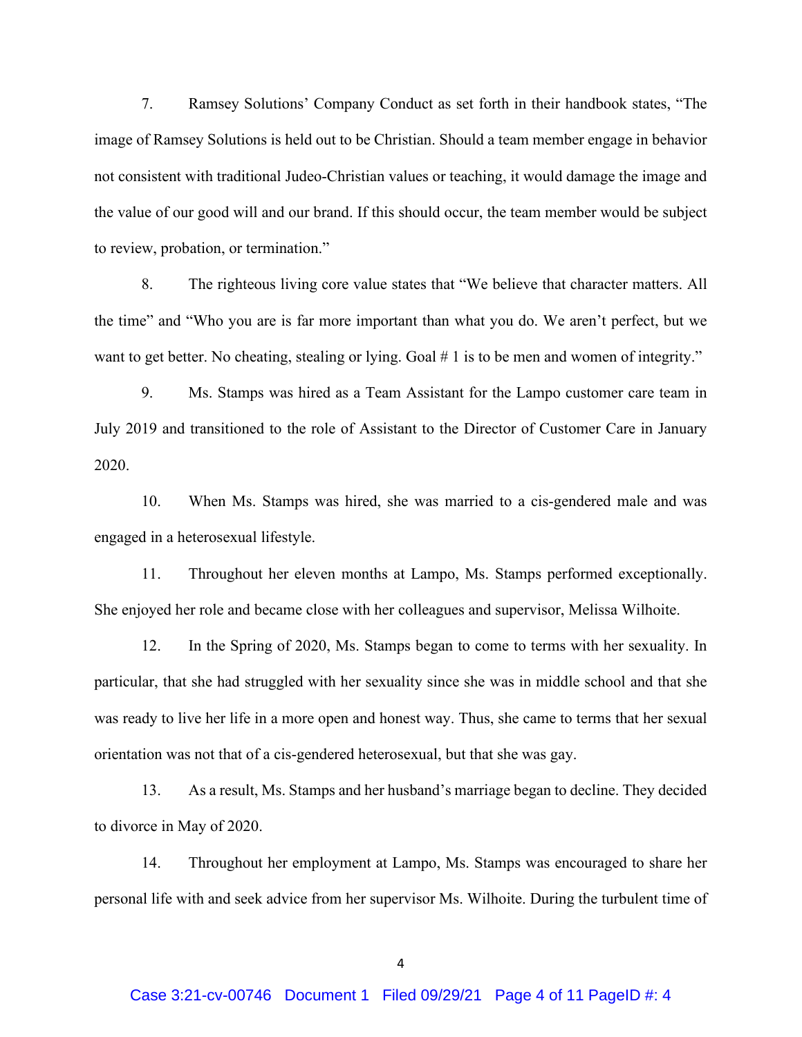7. Ramsey Solutions' Company Conduct as set forth in their handbook states, "The image of Ramsey Solutions is held out to be Christian. Should a team member engage in behavior not consistent with traditional Judeo-Christian values or teaching, it would damage the image and the value of our good will and our brand. If this should occur, the team member would be subject to review, probation, or termination."

8. The righteous living core value states that "We believe that character matters. All the time" and "Who you are is far more important than what you do. We aren't perfect, but we want to get better. No cheating, stealing or lying. Goal # 1 is to be men and women of integrity."

9. Ms. Stamps was hired as a Team Assistant for the Lampo customer care team in July 2019 and transitioned to the role of Assistant to the Director of Customer Care in January 2020.

10. When Ms. Stamps was hired, she was married to a cis-gendered male and was engaged in a heterosexual lifestyle.

11. Throughout her eleven months at Lampo, Ms. Stamps performed exceptionally. She enjoyed her role and became close with her colleagues and supervisor, Melissa Wilhoite.

12. In the Spring of 2020, Ms. Stamps began to come to terms with her sexuality. In particular, that she had struggled with her sexuality since she was in middle school and that she was ready to live her life in a more open and honest way. Thus, she came to terms that her sexual orientation was not that of a cis-gendered heterosexual, but that she was gay.

13. As a result, Ms. Stamps and her husband's marriage began to decline. They decided to divorce in May of 2020.

14. Throughout her employment at Lampo, Ms. Stamps was encouraged to share her personal life with and seek advice from her supervisor Ms. Wilhoite. During the turbulent time of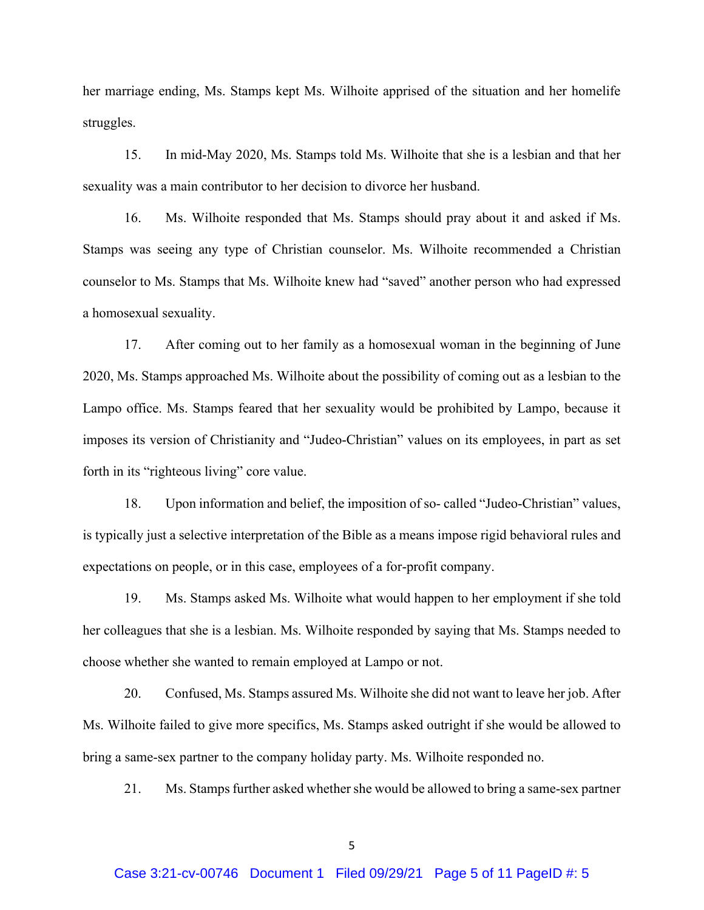her marriage ending, Ms. Stamps kept Ms. Wilhoite apprised of the situation and her homelife struggles.

15. In mid-May 2020, Ms. Stamps told Ms. Wilhoite that she is a lesbian and that her sexuality was a main contributor to her decision to divorce her husband.

16. Ms. Wilhoite responded that Ms. Stamps should pray about it and asked if Ms. Stamps was seeing any type of Christian counselor. Ms. Wilhoite recommended a Christian counselor to Ms. Stamps that Ms. Wilhoite knew had "saved" another person who had expressed a homosexual sexuality.

17. After coming out to her family as a homosexual woman in the beginning of June 2020, Ms. Stamps approached Ms. Wilhoite about the possibility of coming out as a lesbian to the Lampo office. Ms. Stamps feared that her sexuality would be prohibited by Lampo, because it imposes its version of Christianity and "Judeo-Christian" values on its employees, in part as set forth in its "righteous living" core value.

18. Upon information and belief, the imposition of so- called "Judeo-Christian" values, is typically just a selective interpretation of the Bible as a means impose rigid behavioral rules and expectations on people, or in this case, employees of a for-profit company.

19. Ms. Stamps asked Ms. Wilhoite what would happen to her employment if she told her colleagues that she is a lesbian. Ms. Wilhoite responded by saying that Ms. Stamps needed to choose whether she wanted to remain employed at Lampo or not.

20. Confused, Ms. Stamps assured Ms. Wilhoite she did not want to leave her job. After Ms. Wilhoite failed to give more specifics, Ms. Stamps asked outright if she would be allowed to bring a same-sex partner to the company holiday party. Ms. Wilhoite responded no.

21. Ms. Stamps further asked whether she would be allowed to bring a same-sex partner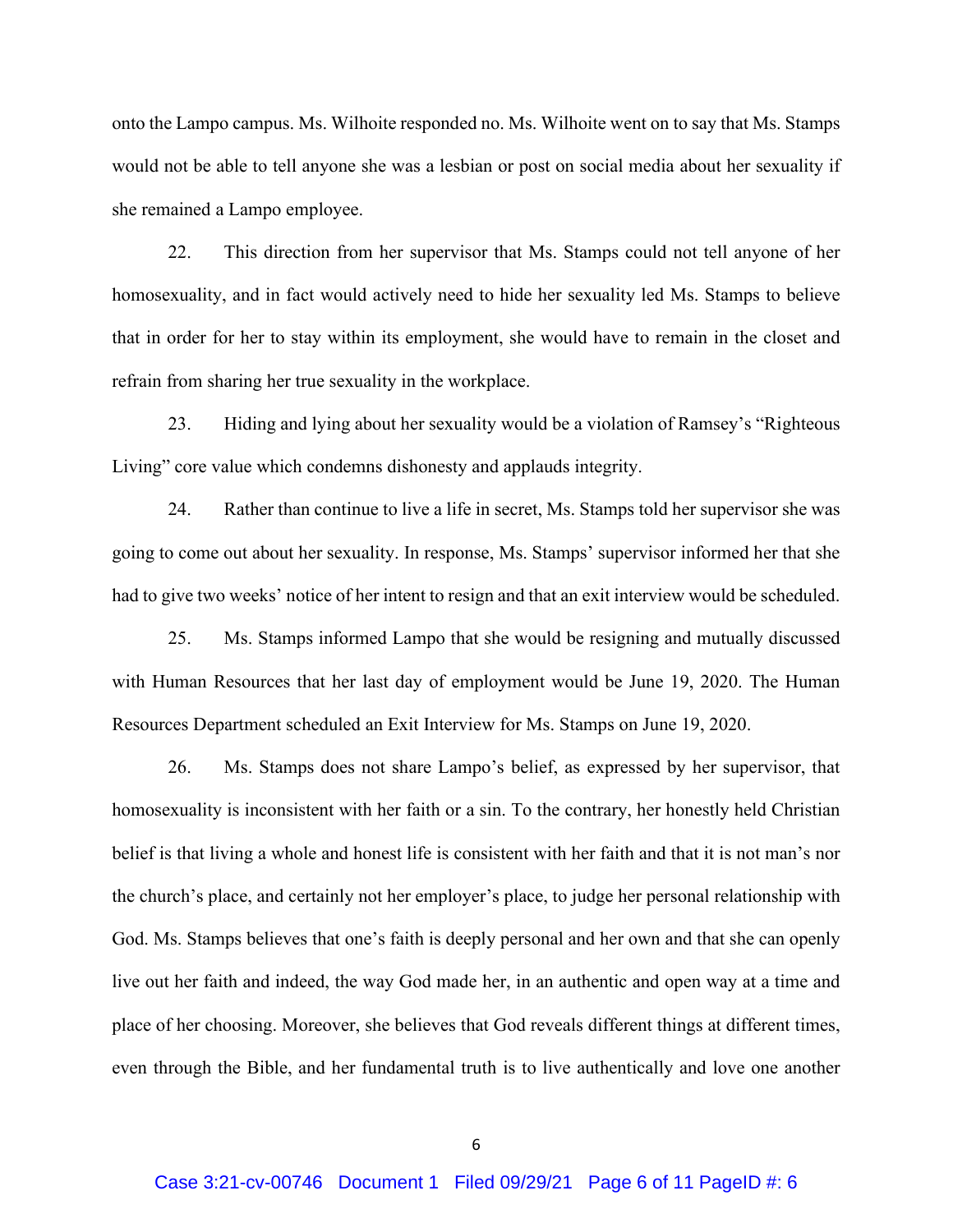onto the Lampo campus. Ms. Wilhoite responded no. Ms. Wilhoite went on to say that Ms. Stamps would not be able to tell anyone she was a lesbian or post on social media about her sexuality if she remained a Lampo employee.

22. This direction from her supervisor that Ms. Stamps could not tell anyone of her homosexuality, and in fact would actively need to hide her sexuality led Ms. Stamps to believe that in order for her to stay within its employment, she would have to remain in the closet and refrain from sharing her true sexuality in the workplace.

23. Hiding and lying about her sexuality would be a violation of Ramsey's "Righteous Living" core value which condemns dishonesty and applauds integrity.

24. Rather than continue to live a life in secret, Ms. Stamps told her supervisor she was going to come out about her sexuality. In response, Ms. Stamps' supervisor informed her that she had to give two weeks' notice of her intent to resign and that an exit interview would be scheduled.

25. Ms. Stamps informed Lampo that she would be resigning and mutually discussed with Human Resources that her last day of employment would be June 19, 2020. The Human Resources Department scheduled an Exit Interview for Ms. Stamps on June 19, 2020.

26. Ms. Stamps does not share Lampo's belief, as expressed by her supervisor, that homosexuality is inconsistent with her faith or a sin. To the contrary, her honestly held Christian belief is that living a whole and honest life is consistent with her faith and that it is not man's nor the church's place, and certainly not her employer's place, to judge her personal relationship with God. Ms. Stamps believes that one's faith is deeply personal and her own and that she can openly live out her faith and indeed, the way God made her, in an authentic and open way at a time and place of her choosing. Moreover, she believes that God reveals different things at different times, even through the Bible, and her fundamental truth is to live authentically and love one another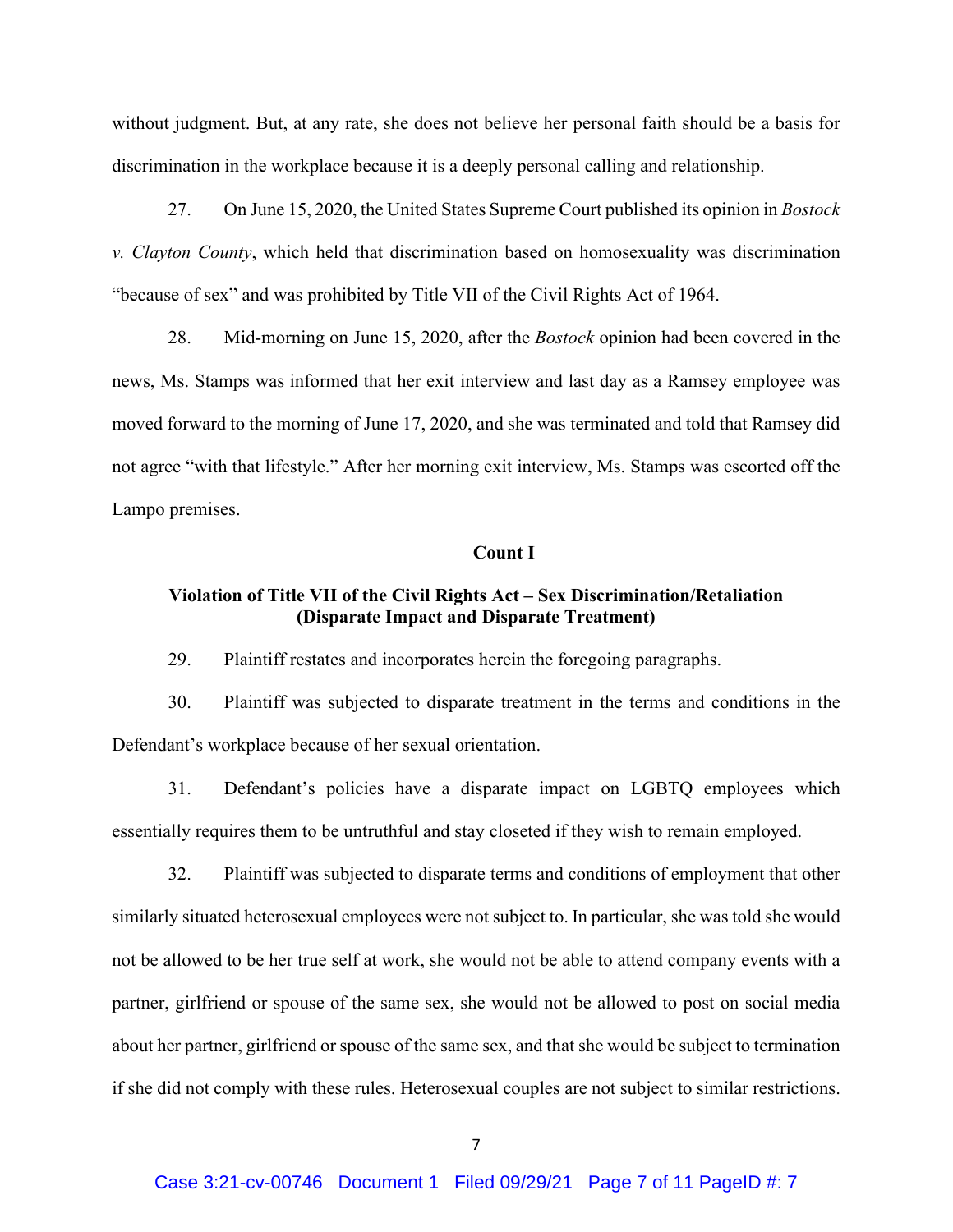without judgment. But, at any rate, she does not believe her personal faith should be a basis for discrimination in the workplace because it is a deeply personal calling and relationship.

27. On June 15, 2020, the United States Supreme Court published its opinion in *Bostock v. Clayton County*, which held that discrimination based on homosexuality was discrimination "because of sex" and was prohibited by Title VII of the Civil Rights Act of 1964.

28. Mid-morning on June 15, 2020, after the *Bostock* opinion had been covered in the news, Ms. Stamps was informed that her exit interview and last day as a Ramsey employee was moved forward to the morning of June 17, 2020, and she was terminated and told that Ramsey did not agree "with that lifestyle." After her morning exit interview, Ms. Stamps was escorted off the Lampo premises.

**Count I**

**Violation of Title VII of the Civil Rights Act – Sex Discrimination/Retaliation (Disparate Impact and Disparate Treatment)**

29. Plaintiff restates and incorporates herein the foregoing paragraphs.

30. Plaintiff was subjected to disparate treatment in the terms and conditions in the Defendant's workplace because of her sexual orientation.

31. Defendant's policies have a disparate impact on LGBTQ employees which essentially requires them to be untruthful and stay closeted if they wish to remain employed.

32. Plaintiff was subjected to disparate terms and conditions of employment that other similarly situated heterosexual employees were not subject to. In particular, she was told she would not be allowed to be her true self at work, she would not be able to attend company events with a partner, girlfriend or spouse of the same sex, she would not be allowed to post on social media about her partner, girlfriend or spouse of the same sex, and that she would be subject to termination if she did not comply with these rules. Heterosexual couples are not subject to similar restrictions.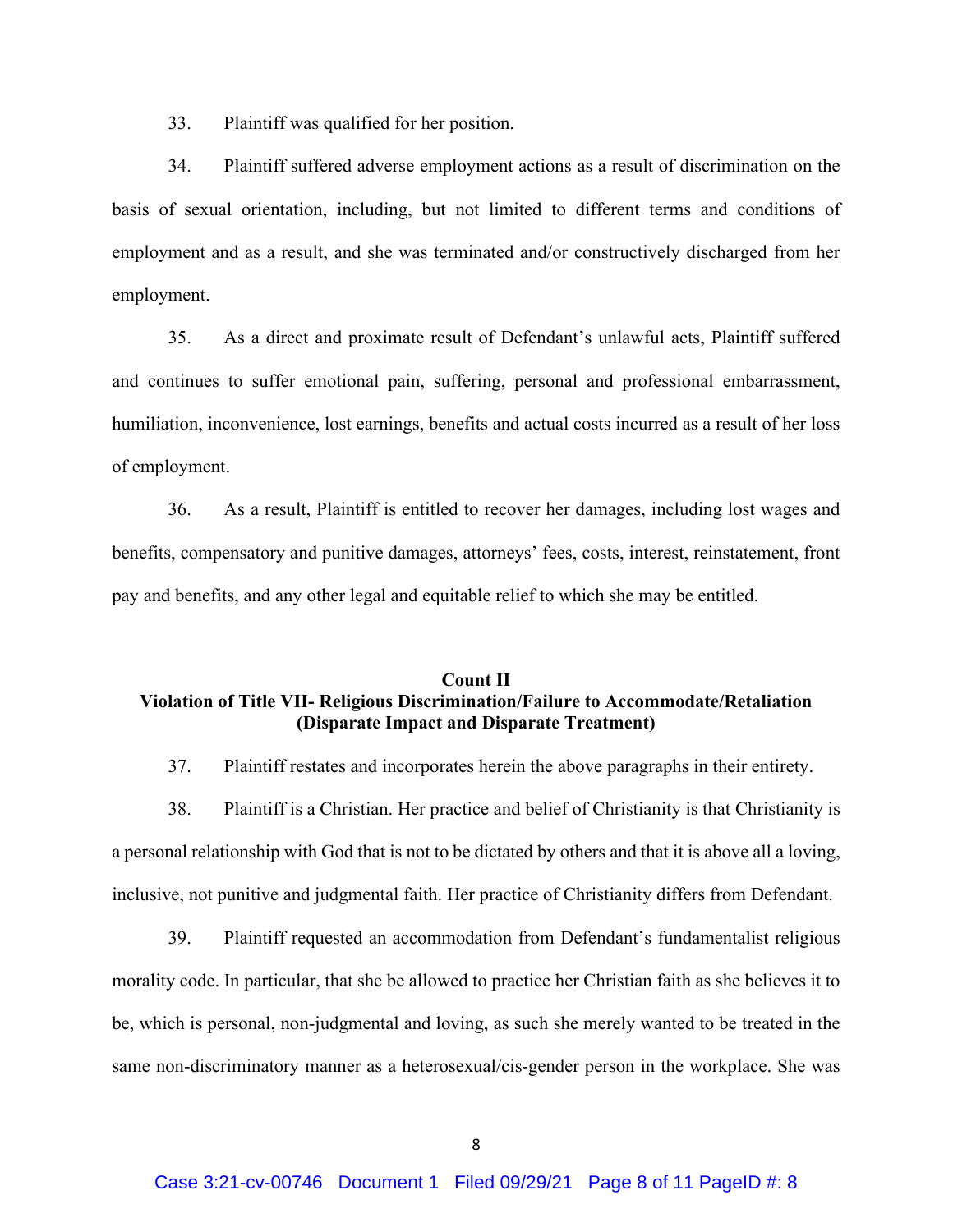33. Plaintiff was qualified for her position.

34. Plaintiff suffered adverse employment actions as a result of discrimination on the basis of sexual orientation, including, but not limited to different terms and conditions of employment and as a result, and she was terminated and/or constructively discharged from her employment.

35. As a direct and proximate result of Defendant's unlawful acts, Plaintiff suffered and continues to suffer emotional pain, suffering, personal and professional embarrassment, humiliation, inconvenience, lost earnings, benefits and actual costs incurred as a result of her loss of employment.

36. As a result, Plaintiff is entitled to recover her damages, including lost wages and benefits, compensatory and punitive damages, attorneys' fees, costs, interest, reinstatement, front pay and benefits, and any other legal and equitable relief to which she may be entitled.

**Count II**
**Violation of Title VII- Religious Discrimination/Failure to Accommodate/Retaliation (Disparate Impact and Disparate Treatment)**

37. Plaintiff restates and incorporates herein the above paragraphs in their entirety.

38. Plaintiff is a Christian. Her practice and belief of Christianity is that Christianity is a personal relationship with God that is not to be dictated by others and that it is above all a loving, inclusive, not punitive and judgmental faith. Her practice of Christianity differs from Defendant.

39. Plaintiff requested an accommodation from Defendant's fundamentalist religious morality code. In particular, that she be allowed to practice her Christian faith as she believes it to be, which is personal, non-judgmental and loving, as such she merely wanted to be treated in the same non-discriminatory manner as a heterosexual/cis-gender person in the workplace. She was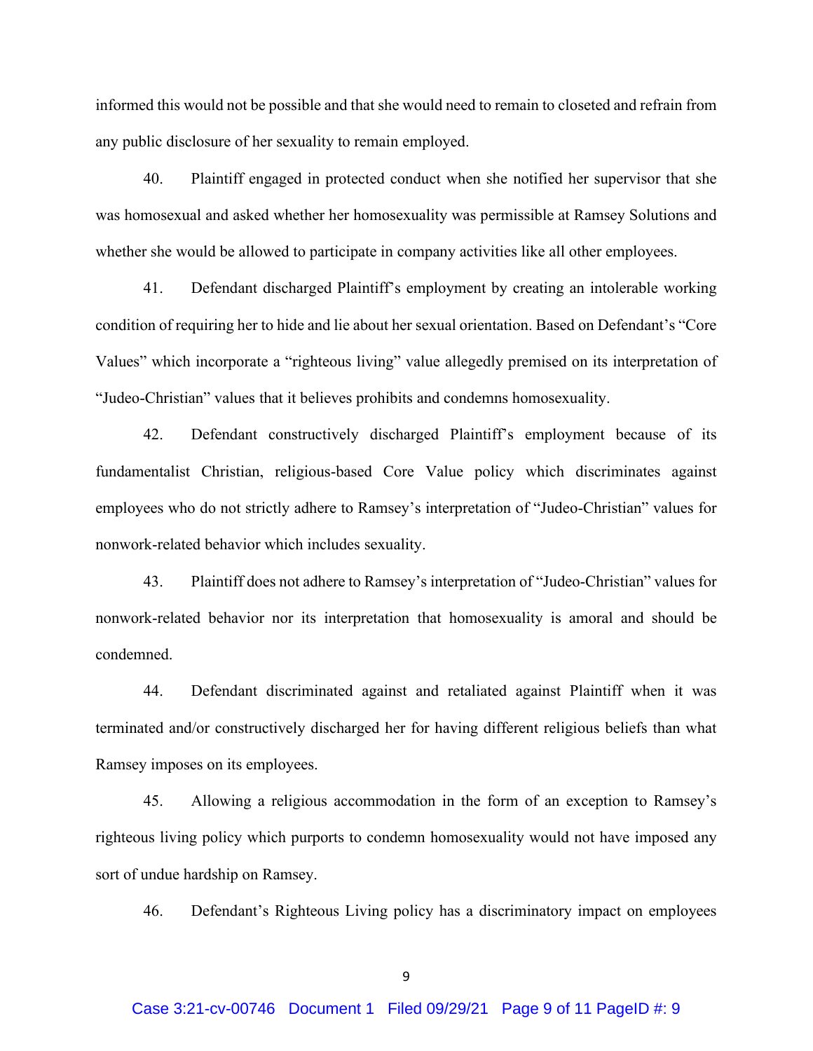informed this would not be possible and that she would need to remain to closeted and refrain from any public disclosure of her sexuality to remain employed.

40. Plaintiff engaged in protected conduct when she notified her supervisor that she was homosexual and asked whether her homosexuality was permissible at Ramsey Solutions and whether she would be allowed to participate in company activities like all other employees.

41. Defendant discharged Plaintiff's employment by creating an intolerable working condition of requiring her to hide and lie about her sexual orientation. Based on Defendant's "Core Values" which incorporate a "righteous living" value allegedly premised on its interpretation of "Judeo-Christian" values that it believes prohibits and condemns homosexuality.

42. Defendant constructively discharged Plaintiff's employment because of its fundamentalist Christian, religious-based Core Value policy which discriminates against employees who do not strictly adhere to Ramsey's interpretation of "Judeo-Christian" values for nonwork-related behavior which includes sexuality.

43. Plaintiff does not adhere to Ramsey's interpretation of "Judeo-Christian" values for nonwork-related behavior nor its interpretation that homosexuality is amoral and should be condemned.

44. Defendant discriminated against and retaliated against Plaintiff when it was terminated and/or constructively discharged her for having different religious beliefs than what Ramsey imposes on its employees.

45. Allowing a religious accommodation in the form of an exception to Ramsey's righteous living policy which purports to condemn homosexuality would not have imposed any sort of undue hardship on Ramsey.

46. Defendant's Righteous Living policy has a discriminatory impact on employees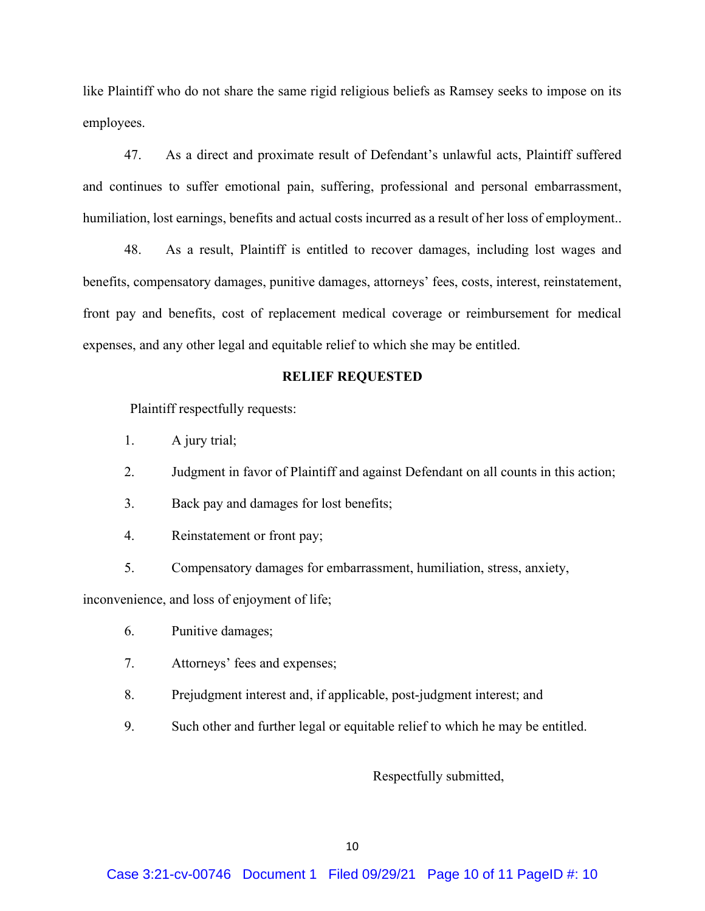like Plaintiff who do not share the same rigid religious beliefs as Ramsey seeks to impose on its employees.

47. As a direct and proximate result of Defendant's unlawful acts, Plaintiff suffered and continues to suffer emotional pain, suffering, professional and personal embarrassment, humiliation, lost earnings, benefits and actual costs incurred as a result of her loss of employment..

48. As a result, Plaintiff is entitled to recover damages, including lost wages and benefits, compensatory damages, punitive damages, attorneys' fees, costs, interest, reinstatement, front pay and benefits, cost of replacement medical coverage or reimbursement for medical expenses, and any other legal and equitable relief to which she may be entitled.

**RELIEF REQUESTED**

Plaintiff respectfully requests:

1. A jury trial;
2. Judgment in favor of Plaintiff and against Defendant on all counts in this action;
3. Back pay and damages for lost benefits;
4. Reinstatement or front pay;
5. Compensatory damages for embarrassment, humiliation, stress, anxiety, inconvenience, and loss of enjoyment of life;
6. Punitive damages;
7. Attorneys' fees and expenses;
8. Prejudgment interest and, if applicable, post-judgment interest; and
9. Such other and further legal or equitable relief to which he may be entitled.

Respectfully submitted,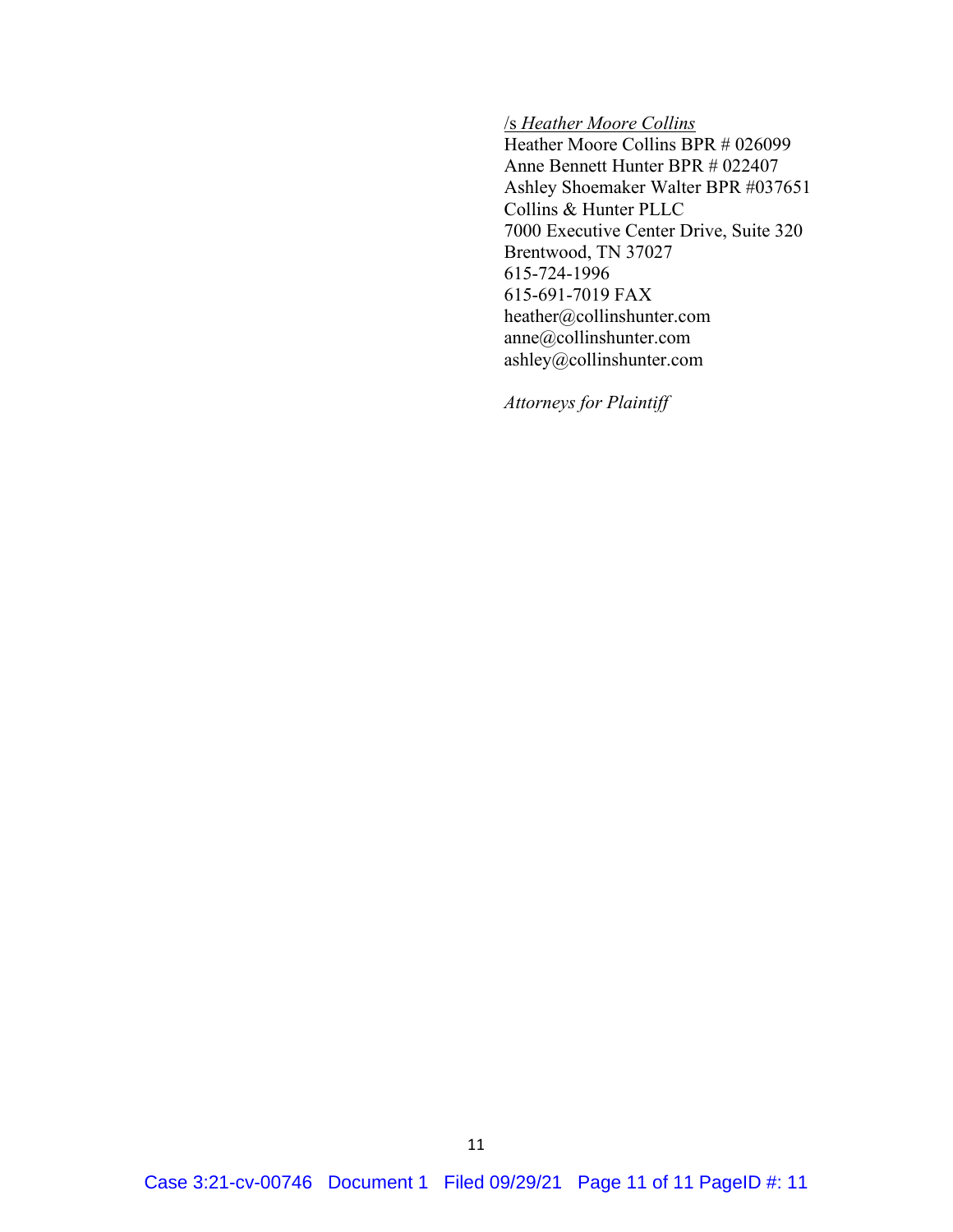/s *Heather Moore Collins*
Heather Moore Collins BPR # 026099
Anne Bennett Hunter BPR # 022407
Ashley Shoemaker Walter BPR #037651
Collins & Hunter PLLC
7000 Executive Center Drive, Suite 320
Brentwood, TN 37027
615-724-1996
615-691-7019 FAX
heather@collinshunter.com
anne@collinshunter.com
ashley@collinshunter.com

*Attorneys for Plaintiff*